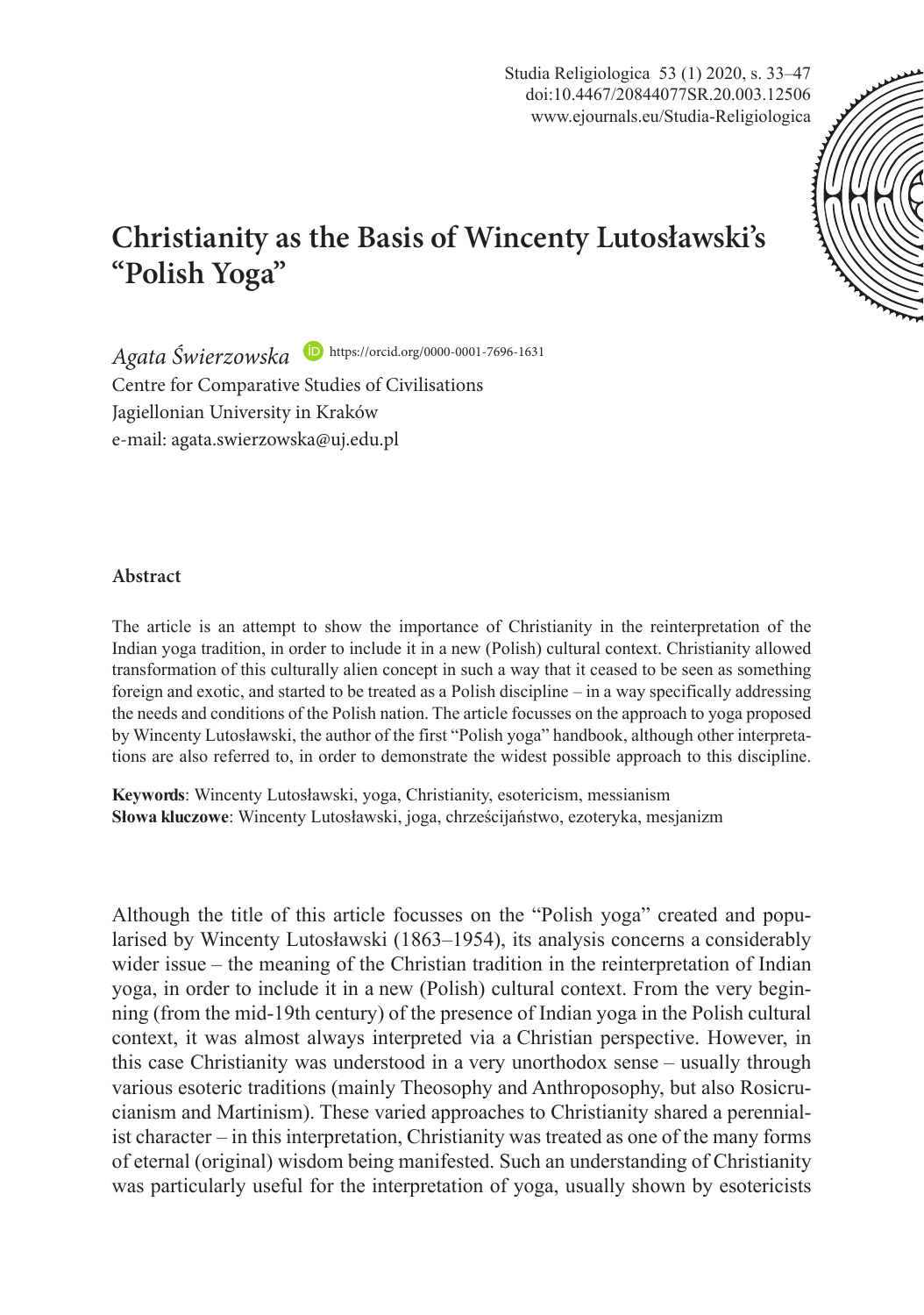# Christianity as the Basis of Wincenty Lutosławski's "Polish Yoga"

*Agata Świerzowska* https://orcid.org/0000-0001-7696-1631

Centre for Comparative Studies of Civilisations
Jagiellonian University in Kraków
e-mail: agata.swierzowska@uj.edu.pl

## Abstract

The article is an attempt to show the importance of Christianity in the reinterpretation of the Indian yoga tradition, in order to include it in a new (Polish) cultural context. Christianity allowed transformation of this culturally alien concept in such a way that it ceased to be seen as something foreign and exotic, and started to be treated as a Polish discipline – in a way specifically addressing the needs and conditions of the Polish nation. The article focusses on the approach to yoga proposed by Wincenty Lutosławski, the author of the first "Polish yoga" handbook, although other interpretations are also referred to, in order to demonstrate the widest possible approach to this discipline.

**Keywords**: Wincenty Lutosławski, yoga, Christianity, esotericism, messianism
**Słowa kluczowe**: Wincenty Lutosławski, joga, chrześcijaństwo, ezoteryka, mesjanizm

Although the title of this article focusses on the "Polish yoga" created and popularised by Wincenty Lutosławski (1863–1954), its analysis concerns a considerably wider issue – the meaning of the Christian tradition in the reinterpretation of Indian yoga, in order to include it in a new (Polish) cultural context. From the very beginning (from the mid-19th century) of the presence of Indian yoga in the Polish cultural context, it was almost always interpreted via a Christian perspective. However, in this case Christianity was understood in a very unorthodox sense – usually through various esoteric traditions (mainly Theosophy and Anthroposophy, but also Rosicrucianism and Martinism). These varied approaches to Christianity shared a perennialist character – in this interpretation, Christianity was treated as one of the many forms of eternal (original) wisdom being manifested. Such an understanding of Christianity was particularly useful for the interpretation of yoga, usually shown by esotericists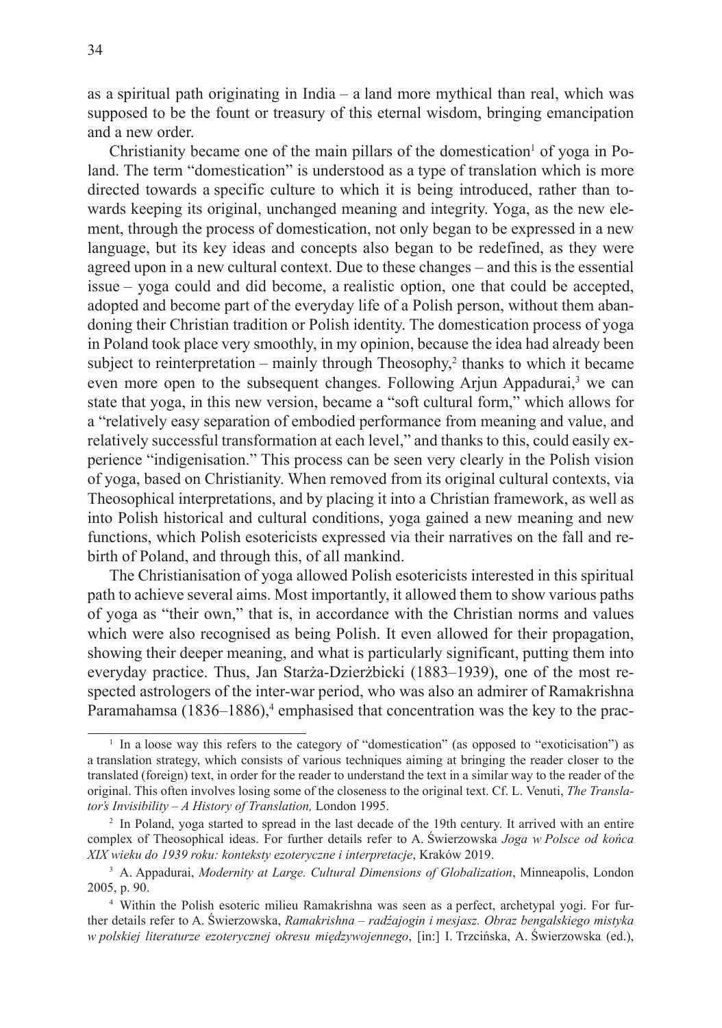as a spiritual path originating in India – a land more mythical than real, which was supposed to be the fount or treasury of this eternal wisdom, bringing emancipation and a new order.

Christianity became one of the main pillars of the domestication[1] of yoga in Poland. The term "domestication" is understood as a type of translation which is more directed towards a specific culture to which it is being introduced, rather than towards keeping its original, unchanged meaning and integrity. Yoga, as the new element, through the process of domestication, not only began to be expressed in a new language, but its key ideas and concepts also began to be redefined, as they were agreed upon in a new cultural context. Due to these changes – and this is the essential issue – yoga could and did become, a realistic option, one that could be accepted, adopted and become part of the everyday life of a Polish person, without them abandoning their Christian tradition or Polish identity. The domestication process of yoga in Poland took place very smoothly, in my opinion, because the idea had already been subject to reinterpretation – mainly through Theosophy,[2] thanks to which it became even more open to the subsequent changes. Following Arjun Appadurai,[3] we can state that yoga, in this new version, became a "soft cultural form," which allows for a "relatively easy separation of embodied performance from meaning and value, and relatively successful transformation at each level," and thanks to this, could easily experience "indigenisation." This process can be seen very clearly in the Polish vision of yoga, based on Christianity. When removed from its original cultural contexts, via Theosophical interpretations, and by placing it into a Christian framework, as well as into Polish historical and cultural conditions, yoga gained a new meaning and new functions, which Polish esotericists expressed via their narratives on the fall and rebirth of Poland, and through this, of all mankind.

The Christianisation of yoga allowed Polish esotericists interested in this spiritual path to achieve several aims. Most importantly, it allowed them to show various paths of yoga as "their own," that is, in accordance with the Christian norms and values which were also recognised as being Polish. It even allowed for their propagation, showing their deeper meaning, and what is particularly significant, putting them into everyday practice. Thus, Jan Starża-Dzierżbicki (1883–1939), one of the most respected astrologers of the inter-war period, who was also an admirer of Ramakrishna Paramahamsa (1836–1886),[4] emphasised that concentration was the key to the prac-

---

[1] In a loose way this refers to the category of "domestication" (as opposed to "exoticisation") as a translation strategy, which consists of various techniques aiming at bringing the reader closer to the translated (foreign) text, in order for the reader to understand the text in a similar way to the reader of the original. This often involves losing some of the closeness to the original text. Cf. L. Venuti, *The Translator's Invisibility – A History of Translation,* London 1995.

[2] In Poland, yoga started to spread in the last decade of the 19th century. It arrived with an entire complex of Theosophical ideas. For further details refer to A. Świerzowska *Joga w Polsce od końca XIX wieku do 1939 roku: konteksty ezoteryczne i interpretacje*, Kraków 2019.

[3] A. Appadurai, *Modernity at Large. Cultural Dimensions of Globalization*, Minneapolis, London 2005, p. 90.

[4] Within the Polish esoteric milieu Ramakrishna was seen as a perfect, archetypal yogi. For further details refer to A. Świerzowska, *Ramakrishna – radźajogin i mesjasz. Obraz bengalskiego mistyka w polskiej literaturze ezoterycznej okresu międzywojennego*, [in:] I. Trzcińska, A. Świerzowska (ed.),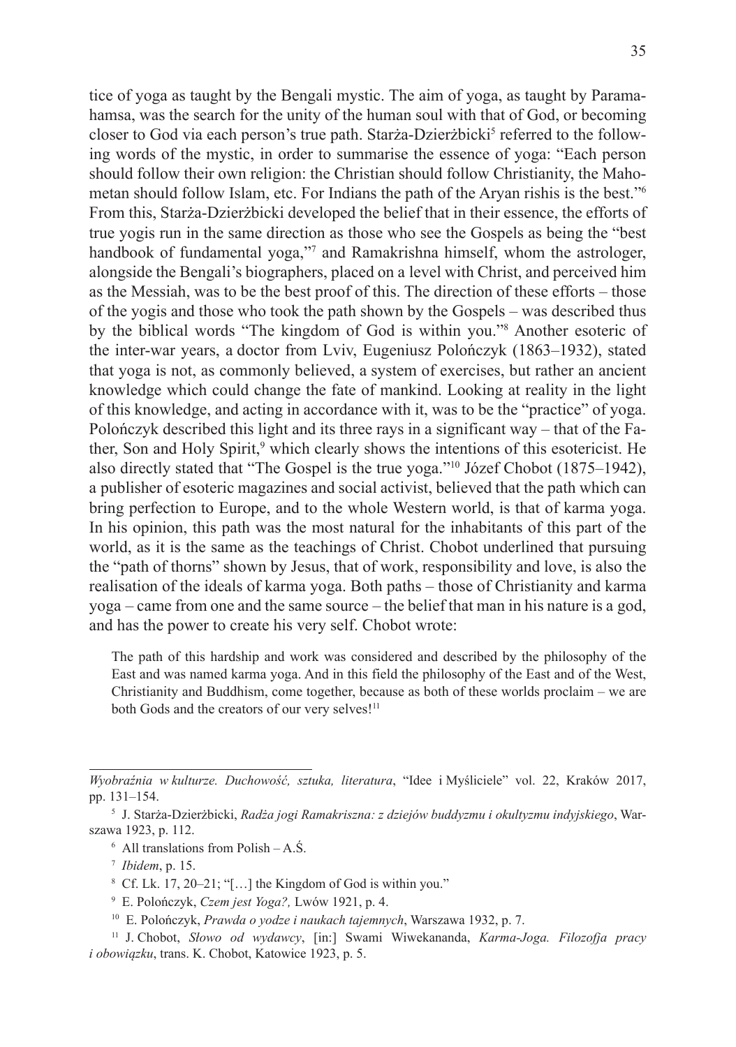tice of yoga as taught by the Bengali mystic. The aim of yoga, as taught by Paramahamsa, was the search for the unity of the human soul with that of God, or becoming closer to God via each person's true path. Starża-Dzierżbicki[5] referred to the following words of the mystic, in order to summarise the essence of yoga: "Each person should follow their own religion: the Christian should follow Christianity, the Mahometan should follow Islam, etc. For Indians the path of the Aryan rishis is the best."[6] From this, Starża-Dzierżbicki developed the belief that in their essence, the efforts of true yogis run in the same direction as those who see the Gospels as being the "best handbook of fundamental yoga,"[7] and Ramakrishna himself, whom the astrologer, alongside the Bengali's biographers, placed on a level with Christ, and perceived him as the Messiah, was to be the best proof of this. The direction of these efforts – those of the yogis and those who took the path shown by the Gospels – was described thus by the biblical words "The kingdom of God is within you."[8] Another esoteric of the inter-war years, a doctor from Lviv, Eugeniusz Polończyk (1863–1932), stated that yoga is not, as commonly believed, a system of exercises, but rather an ancient knowledge which could change the fate of mankind. Looking at reality in the light of this knowledge, and acting in accordance with it, was to be the "practice" of yoga. Polończyk described this light and its three rays in a significant way – that of the Father, Son and Holy Spirit,[9] which clearly shows the intentions of this esotericist. He also directly stated that "The Gospel is the true yoga."[10] Józef Chobot (1875–1942), a publisher of esoteric magazines and social activist, believed that the path which can bring perfection to Europe, and to the whole Western world, is that of karma yoga. In his opinion, this path was the most natural for the inhabitants of this part of the world, as it is the same as the teachings of Christ. Chobot underlined that pursuing the "path of thorns" shown by Jesus, that of work, responsibility and love, is also the realisation of the ideals of karma yoga. Both paths – those of Christianity and karma yoga – came from one and the same source – the belief that man in his nature is a god, and has the power to create his very self. Chobot wrote:

> The path of this hardship and work was considered and described by the philosophy of the East and was named karma yoga. And in this field the philosophy of the East and of the West, Christianity and Buddhism, come together, because as both of these worlds proclaim – we are both Gods and the creators of our very selves![11]

---

*Wyobraźnia w kulturze. Duchowość, sztuka, literatura*, "Idee i Myśliciele" vol. 22, Kraków 2017, pp. 131–154.

[5] J. Starża-Dzierżbicki, *Radża jogi Ramakriszna: z dziejów buddyzmu i okultyzmu indyjskiego*, Warszawa 1923, p. 112.

[6] All translations from Polish – A.Ś.

[7] *Ibidem*, p. 15.

[8] Cf. Lk. 17, 20–21; "[…] the Kingdom of God is within you."

[9] E. Polończyk, *Czem jest Yoga?,* Lwów 1921, p. 4.

[10] E. Polończyk, *Prawda o yodze i naukach tajemnych*, Warszawa 1932, p. 7.

[11] J. Chobot, *Słowo od wydawcy*, [in:] Swami Wiwekananda, *Karma-Joga. Filozofja pracy i obowiązku*, trans. K. Chobot, Katowice 1923, p. 5.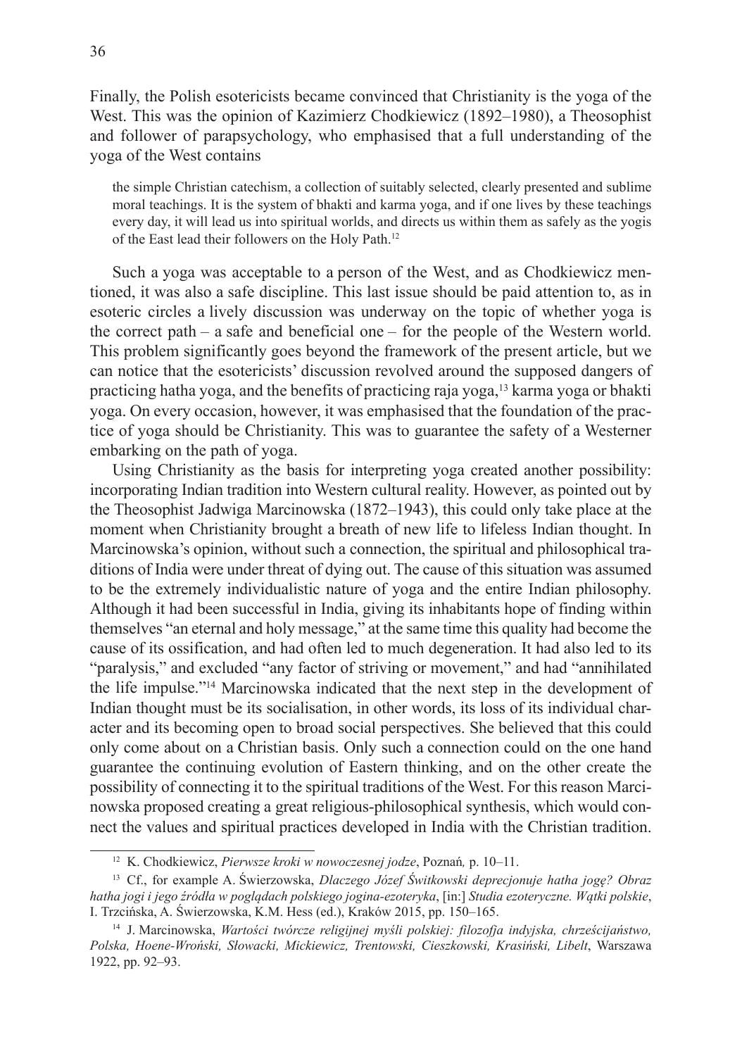Finally, the Polish esotericists became convinced that Christianity is the yoga of the West. This was the opinion of Kazimierz Chodkiewicz (1892–1980), a Theosophist and follower of parapsychology, who emphasised that a full understanding of the yoga of the West contains

> the simple Christian catechism, a collection of suitably selected, clearly presented and sublime moral teachings. It is the system of bhakti and karma yoga, and if one lives by these teachings every day, it will lead us into spiritual worlds, and directs us within them as safely as the yogis of the East lead their followers on the Holy Path.[12]

Such a yoga was acceptable to a person of the West, and as Chodkiewicz mentioned, it was also a safe discipline. This last issue should be paid attention to, as in esoteric circles a lively discussion was underway on the topic of whether yoga is the correct path – a safe and beneficial one – for the people of the Western world. This problem significantly goes beyond the framework of the present article, but we can notice that the esotericists' discussion revolved around the supposed dangers of practicing hatha yoga, and the benefits of practicing raja yoga,[13] karma yoga or bhakti yoga. On every occasion, however, it was emphasised that the foundation of the practice of yoga should be Christianity. This was to guarantee the safety of a Westerner embarking on the path of yoga.

Using Christianity as the basis for interpreting yoga created another possibility: incorporating Indian tradition into Western cultural reality. However, as pointed out by the Theosophist Jadwiga Marcinowska (1872–1943), this could only take place at the moment when Christianity brought a breath of new life to lifeless Indian thought. In Marcinowska's opinion, without such a connection, the spiritual and philosophical traditions of India were under threat of dying out. The cause of this situation was assumed to be the extremely individualistic nature of yoga and the entire Indian philosophy. Although it had been successful in India, giving its inhabitants hope of finding within themselves "an eternal and holy message," at the same time this quality had become the cause of its ossification, and had often led to much degeneration. It had also led to its "paralysis," and excluded "any factor of striving or movement," and had "annihilated the life impulse."[14] Marcinowska indicated that the next step in the development of Indian thought must be its socialisation, in other words, its loss of its individual character and its becoming open to broad social perspectives. She believed that this could only come about on a Christian basis. Only such a connection could on the one hand guarantee the continuing evolution of Eastern thinking, and on the other create the possibility of connecting it to the spiritual traditions of the West. For this reason Marcinowska proposed creating a great religious-philosophical synthesis, which would connect the values and spiritual practices developed in India with the Christian tradition.

---

[12] K. Chodkiewicz, *Pierwsze kroki w nowoczesnej jodze*, Poznań, p. 10–11.

[13] Cf., for example A. Świerzowska, *Dlaczego Józef Świtkowski deprecjonuje hatha jogę? Obraz hatha jogi i jego źródła w poglądach polskiego jogina-ezoteryka*, [in:] *Studia ezoteryczne. Wątki polskie*, I. Trzcińska, A. Świerzowska, K.M. Hess (ed.), Kraków 2015, pp. 150–165.

[14] J. Marcinowska, *Wartości twórcze religijnej myśli polskiej: filozofja indyjska, chrześcijaństwo, Polska, Hoene-Wroński, Słowacki, Mickiewicz, Trentowski, Cieszkowski, Krasiński, Libelt*, Warszawa 1922, pp. 92–93.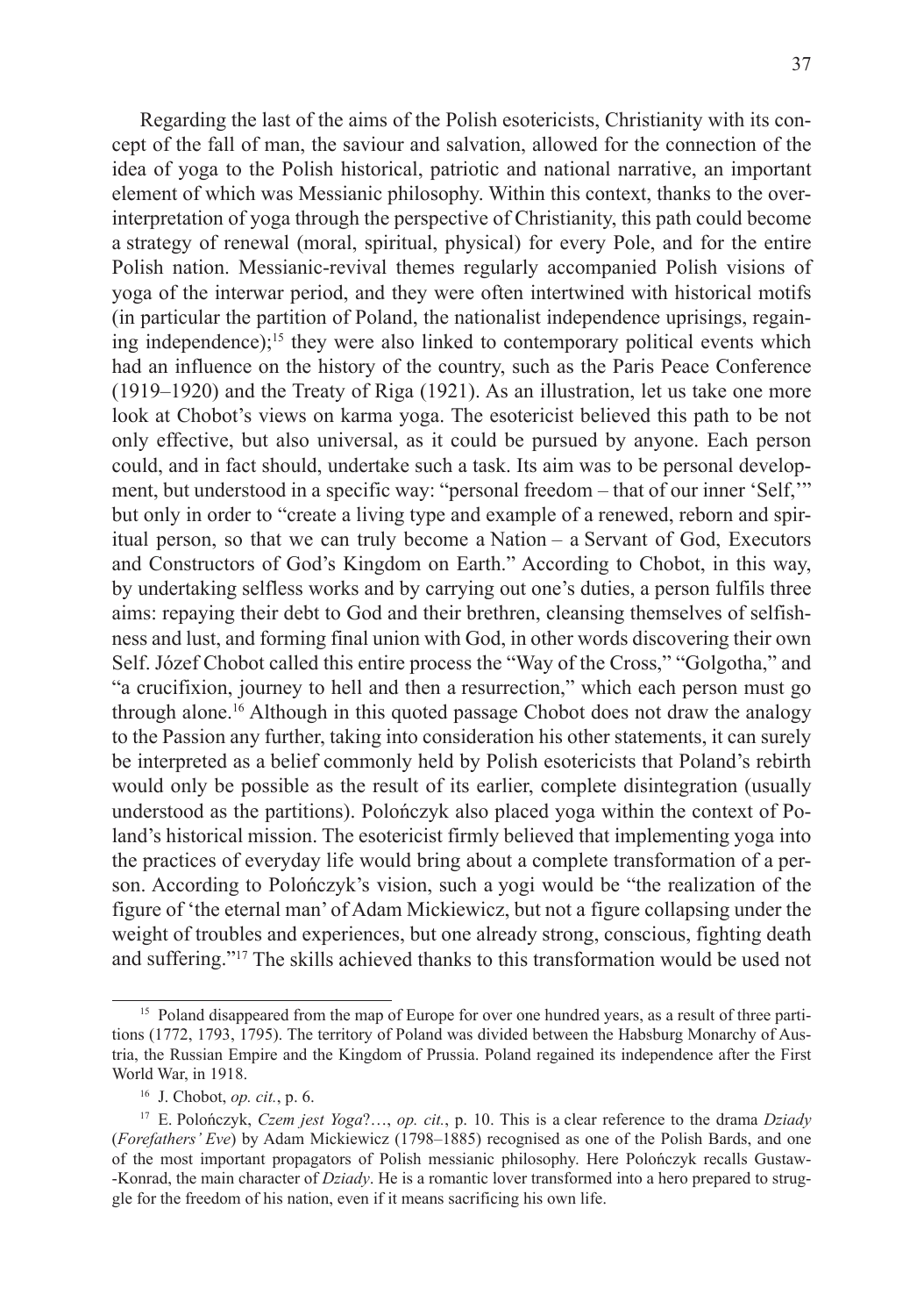Regarding the last of the aims of the Polish esotericists, Christianity with its concept of the fall of man, the saviour and salvation, allowed for the connection of the idea of yoga to the Polish historical, patriotic and national narrative, an important element of which was Messianic philosophy. Within this context, thanks to the over-interpretation of yoga through the perspective of Christianity, this path could become a strategy of renewal (moral, spiritual, physical) for every Pole, and for the entire Polish nation. Messianic-revival themes regularly accompanied Polish visions of yoga of the interwar period, and they were often intertwined with historical motifs (in particular the partition of Poland, the nationalist independence uprisings, regaining independence);[15] they were also linked to contemporary political events which had an influence on the history of the country, such as the Paris Peace Conference (1919–1920) and the Treaty of Riga (1921). As an illustration, let us take one more look at Chobot's views on karma yoga. The esotericist believed this path to be not only effective, but also universal, as it could be pursued by anyone. Each person could, and in fact should, undertake such a task. Its aim was to be personal development, but understood in a specific way: "personal freedom – that of our inner 'Self,'" but only in order to "create a living type and example of a renewed, reborn and spiritual person, so that we can truly become a Nation – a Servant of God, Executors and Constructors of God's Kingdom on Earth." According to Chobot, in this way, by undertaking selfless works and by carrying out one's duties, a person fulfils three aims: repaying their debt to God and their brethren, cleansing themselves of selfishness and lust, and forming final union with God, in other words discovering their own Self. Józef Chobot called this entire process the "Way of the Cross," "Golgotha," and "a crucifixion, journey to hell and then a resurrection," which each person must go through alone.[16] Although in this quoted passage Chobot does not draw the analogy to the Passion any further, taking into consideration his other statements, it can surely be interpreted as a belief commonly held by Polish esotericists that Poland's rebirth would only be possible as the result of its earlier, complete disintegration (usually understood as the partitions). Polończyk also placed yoga within the context of Poland's historical mission. The esotericist firmly believed that implementing yoga into the practices of everyday life would bring about a complete transformation of a person. According to Polończyk's vision, such a yogi would be "the realization of the figure of 'the eternal man' of Adam Mickiewicz, but not a figure collapsing under the weight of troubles and experiences, but one already strong, conscious, fighting death and suffering."[17] The skills achieved thanks to this transformation would be used not

---

[15] Poland disappeared from the map of Europe for over one hundred years, as a result of three partitions (1772, 1793, 1795). The territory of Poland was divided between the Habsburg Monarchy of Austria, the Russian Empire and the Kingdom of Prussia. Poland regained its independence after the First World War, in 1918.

[16] J. Chobot, *op. cit.*, p. 6.

[17] E. Polończyk, *Czem jest Yoga*?…, *op. cit.*, p. 10. This is a clear reference to the drama *Dziady* (*Forefathers' Eve*) by Adam Mickiewicz (1798–1885) recognised as one of the Polish Bards, and one of the most important propagators of Polish messianic philosophy. Here Polończyk recalls Gustaw-Konrad, the main character of *Dziady*. He is a romantic lover transformed into a hero prepared to struggle for the freedom of his nation, even if it means sacrificing his own life.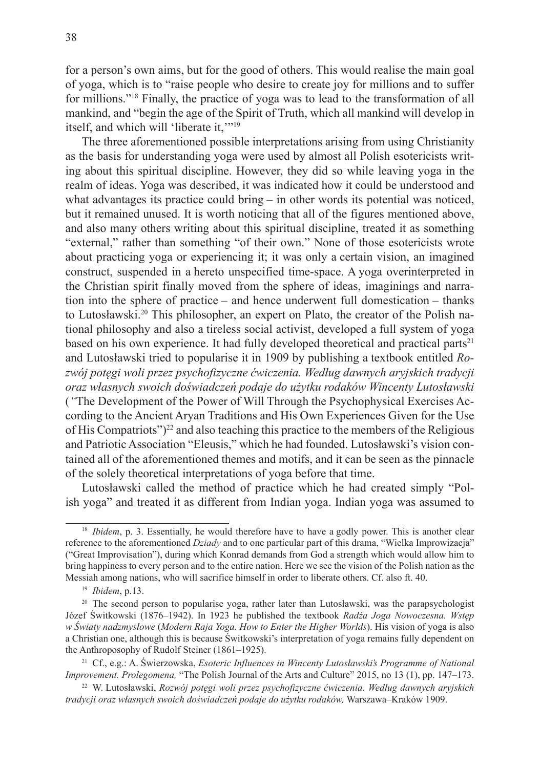for a person's own aims, but for the good of others. This would realise the main goal of yoga, which is to "raise people who desire to create joy for millions and to suffer for millions."[18] Finally, the practice of yoga was to lead to the transformation of all mankind, and "begin the age of the Spirit of Truth, which all mankind will develop in itself, and which will 'liberate it,'"[19]

The three aforementioned possible interpretations arising from using Christianity as the basis for understanding yoga were used by almost all Polish esotericists writing about this spiritual discipline. However, they did so while leaving yoga in the realm of ideas. Yoga was described, it was indicated how it could be understood and what advantages its practice could bring – in other words its potential was noticed, but it remained unused. It is worth noticing that all of the figures mentioned above, and also many others writing about this spiritual discipline, treated it as something "external," rather than something "of their own." None of those esotericists wrote about practicing yoga or experiencing it; it was only a certain vision, an imagined construct, suspended in a hereto unspecified time-space. A yoga overinterpreted in the Christian spirit finally moved from the sphere of ideas, imaginings and narration into the sphere of practice – and hence underwent full domestication – thanks to Lutosławski.[20] This philosopher, an expert on Plato, the creator of the Polish national philosophy and also a tireless social activist, developed a full system of yoga based on his own experience. It had fully developed theoretical and practical parts[21] and Lutosławski tried to popularise it in 1909 by publishing a textbook entitled *Rozwój potęgi woli przez psychofizyczne ćwiczenia. Według dawnych aryjskich tradycji oraz własnych swoich doświadczeń podaje do użytku rodaków Wincenty Lutosławski* ("The Development of the Power of Will Through the Psychophysical Exercises According to the Ancient Aryan Traditions and His Own Experiences Given for the Use of His Compatriots")[22] and also teaching this practice to the members of the Religious and Patriotic Association "Eleusis," which he had founded. Lutosławski's vision contained all of the aforementioned themes and motifs, and it can be seen as the pinnacle of the solely theoretical interpretations of yoga before that time.

Lutosławski called the method of practice which he had created simply "Polish yoga" and treated it as different from Indian yoga. Indian yoga was assumed to

---

[18] *Ibidem*, p. 3. Essentially, he would therefore have to have a godly power. This is another clear reference to the aforementioned *Dziady* and to one particular part of this drama, "Wielka Improwizacja" ("Great Improvisation"), during which Konrad demands from God a strength which would allow him to bring happiness to every person and to the entire nation. Here we see the vision of the Polish nation as the Messiah among nations, who will sacrifice himself in order to liberate others. Cf. also ft. 40.

[19] *Ibidem*, p.13.

[20] The second person to popularise yoga, rather later than Lutosławski, was the parapsychologist Józef Świtkowski (1876–1942). In 1923 he published the textbook *Radźa Joga Nowoczesna. Wstęp w Światy nadzmysłowe* (*Modern Raja Yoga. How to Enter the Higher Worlds*). His vision of yoga is also a Christian one, although this is because Świtkowski's interpretation of yoga remains fully dependent on the Anthroposophy of Rudolf Steiner (1861–1925).

[21] Cf., e.g.: A. Świerzowska, *Esoteric Influences in Wincenty Lutosławski's Programme of National Improvement. Prolegomena,* "The Polish Journal of the Arts and Culture" 2015, no 13 (1), pp. 147–173.

[22] W. Lutosławski, *Rozwój potęgi woli przez psychofizyczne ćwiczenia. Według dawnych aryjskich tradycji oraz własnych swoich doświadczeń podaje do użytku rodaków,* Warszawa–Kraków 1909.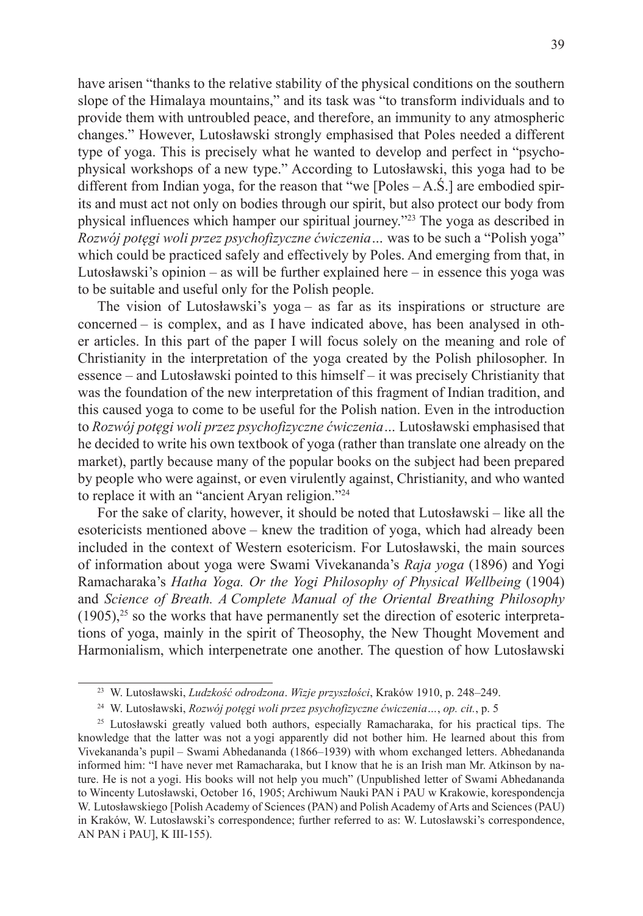have arisen "thanks to the relative stability of the physical conditions on the southern slope of the Himalaya mountains," and its task was "to transform individuals and to provide them with untroubled peace, and therefore, an immunity to any atmospheric changes." However, Lutosławski strongly emphasised that Poles needed a different type of yoga. This is precisely what he wanted to develop and perfect in "psycho-physical workshops of a new type." According to Lutosławski, this yoga had to be different from Indian yoga, for the reason that "we [Poles – A.Ś.] are embodied spirits and must act not only on bodies through our spirit, but also protect our body from physical influences which hamper our spiritual journey."[23] The yoga as described in *Rozwój potęgi woli przez psychofizyczne ćwiczenia…* was to be such a "Polish yoga" which could be practiced safely and effectively by Poles. And emerging from that, in Lutosławski's opinion – as will be further explained here – in essence this yoga was to be suitable and useful only for the Polish people.

The vision of Lutosławski's yoga – as far as its inspirations or structure are concerned – is complex, and as I have indicated above, has been analysed in other articles. In this part of the paper I will focus solely on the meaning and role of Christianity in the interpretation of the yoga created by the Polish philosopher. In essence – and Lutosławski pointed to this himself – it was precisely Christianity that was the foundation of the new interpretation of this fragment of Indian tradition, and this caused yoga to come to be useful for the Polish nation. Even in the introduction to *Rozwój potęgi woli przez psychofizyczne ćwiczenia…* Lutosławski emphasised that he decided to write his own textbook of yoga (rather than translate one already on the market), partly because many of the popular books on the subject had been prepared by people who were against, or even virulently against, Christianity, and who wanted to replace it with an "ancient Aryan religion."[24]

For the sake of clarity, however, it should be noted that Lutosławski – like all the esotericists mentioned above – knew the tradition of yoga, which had already been included in the context of Western esotericism. For Lutosławski, the main sources of information about yoga were Swami Vivekananda's *Raja yoga* (1896) and Yogi Ramacharaka's *Hatha Yoga. Or the Yogi Philosophy of Physical Wellbeing* (1904) and *Science of Breath. A Complete Manual of the Oriental Breathing Philosophy* (1905),[25] so the works that have permanently set the direction of esoteric interpretations of yoga, mainly in the spirit of Theosophy, the New Thought Movement and Harmonialism, which interpenetrate one another. The question of how Lutosławski

---

[23] W. Lutosławski, *Ludzkość odrodzona*. *Wizje przyszłości*, Kraków 1910, p. 248–249.

[24] W. Lutosławski, *Rozwój potęgi woli przez psychofizyczne ćwiczenia…*, *op. cit.*, p. 5

[25] Lutosławski greatly valued both authors, especially Ramacharaka, for his practical tips. The knowledge that the latter was not a yogi apparently did not bother him. He learned about this from Vivekananda's pupil – Swami Abhedananda (1866–1939) with whom exchanged letters. Abhedananda informed him: "I have never met Ramacharaka, but I know that he is an Irish man Mr. Atkinson by nature. He is not a yogi. His books will not help you much" (Unpublished letter of Swami Abhedananda to Wincenty Lutosławski, October 16, 1905; Archiwum Nauki PAN i PAU w Krakowie, korespondencja W. Lutosławskiego [Polish Academy of Sciences (PAN) and Polish Academy of Arts and Sciences (PAU) in Kraków, W. Lutosławski's correspondence; further referred to as: W. Lutosławski's correspondence, AN PAN i PAU], K III-155).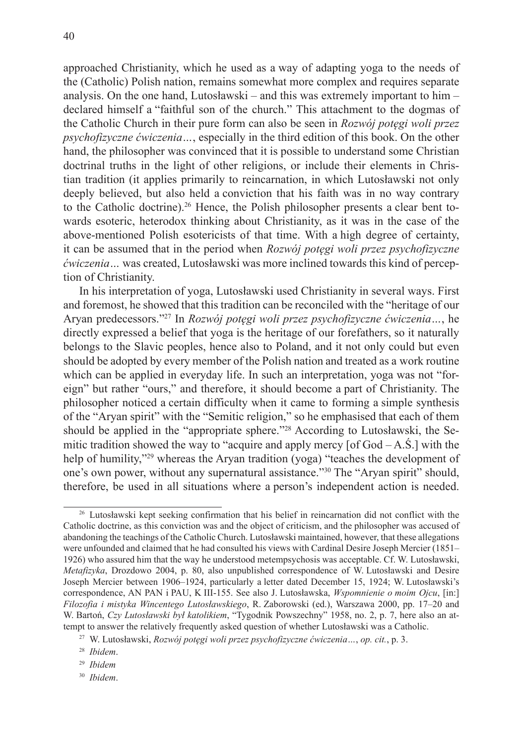approached Christianity, which he used as a way of adapting yoga to the needs of the (Catholic) Polish nation, remains somewhat more complex and requires separate analysis. On the one hand, Lutosławski – and this was extremely important to him – declared himself a "faithful son of the church." This attachment to the dogmas of the Catholic Church in their pure form can also be seen in *Rozwój potęgi woli przez psychofizyczne ćwiczenia…*, especially in the third edition of this book. On the other hand, the philosopher was convinced that it is possible to understand some Christian doctrinal truths in the light of other religions, or include their elements in Christian tradition (it applies primarily to reincarnation, in which Lutosławski not only deeply believed, but also held a conviction that his faith was in no way contrary to the Catholic doctrine).[26] Hence, the Polish philosopher presents a clear bent towards esoteric, heterodox thinking about Christianity, as it was in the case of the above-mentioned Polish esotericists of that time. With a high degree of certainty, it can be assumed that in the period when *Rozwój potęgi woli przez psychofizyczne ćwiczenia…* was created, Lutosławski was more inclined towards this kind of perception of Christianity.

In his interpretation of yoga, Lutosławski used Christianity in several ways. First and foremost, he showed that this tradition can be reconciled with the "heritage of our Aryan predecessors."[27] In *Rozwój potęgi woli przez psychofizyczne ćwiczenia…*, he directly expressed a belief that yoga is the heritage of our forefathers, so it naturally belongs to the Slavic peoples, hence also to Poland, and it not only could but even should be adopted by every member of the Polish nation and treated as a work routine which can be applied in everyday life. In such an interpretation, yoga was not "foreign" but rather "ours," and therefore, it should become a part of Christianity. The philosopher noticed a certain difficulty when it came to forming a simple synthesis of the "Aryan spirit" with the "Semitic religion," so he emphasised that each of them should be applied in the "appropriate sphere."[28] According to Lutosławski, the Semitic tradition showed the way to "acquire and apply mercy [of God – A.Ś.] with the help of humility,"[29] whereas the Aryan tradition (yoga) "teaches the development of one's own power, without any supernatural assistance."[30] The "Aryan spirit" should, therefore, be used in all situations where a person's independent action is needed.

---

[26] Lutosławski kept seeking confirmation that his belief in reincarnation did not conflict with the Catholic doctrine, as this conviction was and the object of criticism, and the philosopher was accused of abandoning the teachings of the Catholic Church. Lutosławski maintained, however, that these allegations were unfounded and claimed that he had consulted his views with Cardinal Desire Joseph Mercier (1851–1926) who assured him that the way he understood metempsychosis was acceptable. Cf. W. Lutosławski, *Metafizyka*, Drozdowo 2004, p. 80, also unpublished correspondence of W. Lutosławski and Desire Joseph Mercier between 1906–1924, particularly a letter dated December 15, 1924; W. Lutosławski's correspondence, AN PAN i PAU, K III-155. See also J. Lutosławska, *Wspomnienie o moim Ojcu*, [in:] *Filozofia i mistyka Wincentego Lutosławskiego*, R. Zaborowski (ed.), Warszawa 2000, pp. 17–20 and W. Bartoń, *Czy Lutosławski był katolikiem*, "Tygodnik Powszechny" 1958, no. 2, p. 7, here also an attempt to answer the relatively frequently asked question of whether Lutosławski was a Catholic.

[27] W. Lutosławski, *Rozwój potęgi woli przez psychofizyczne ćwiczenia…*, *op. cit.*, p. 3.

[28] *Ibidem*.

[29] *Ibidem*

[30] *Ibidem*.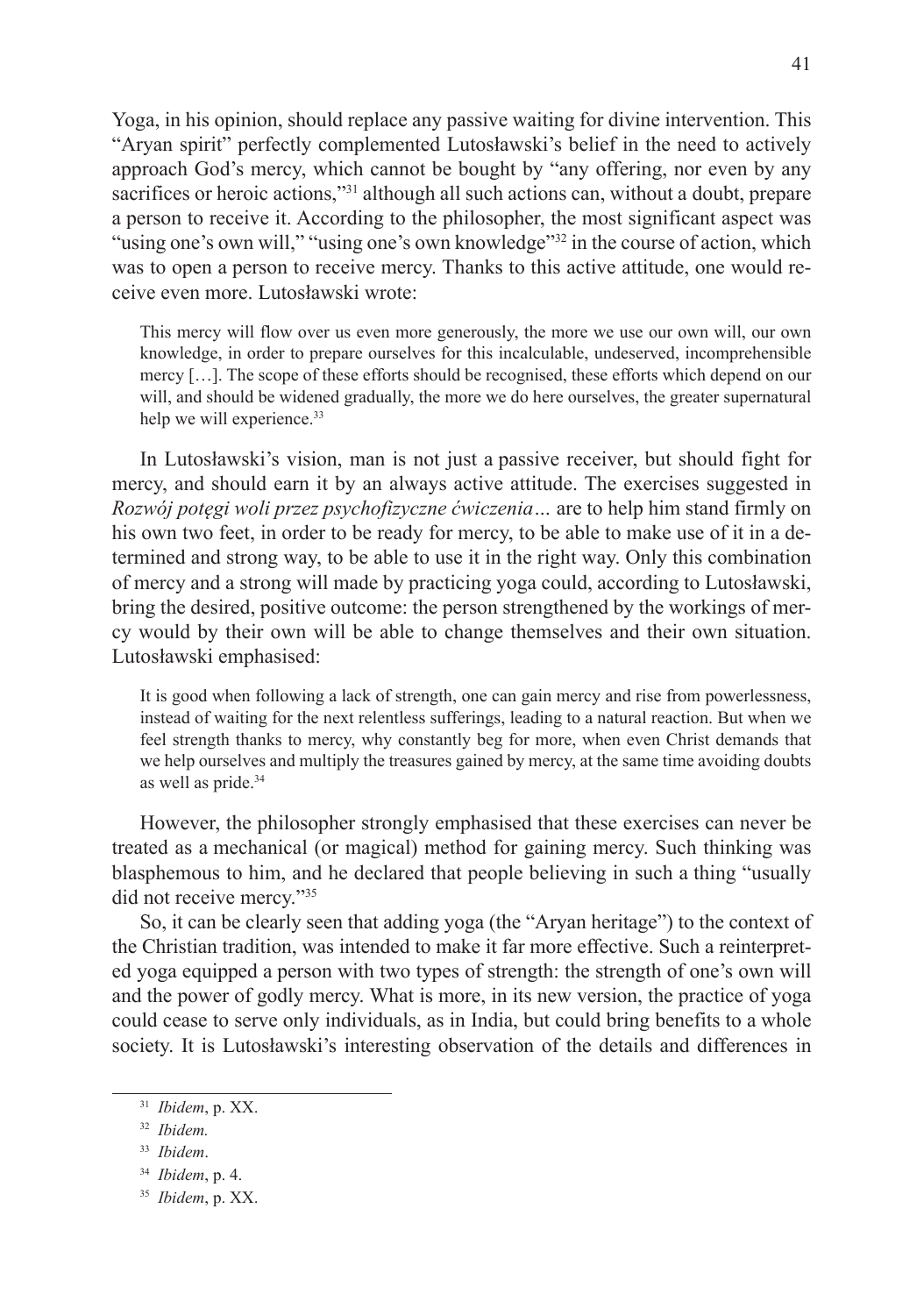Yoga, in his opinion, should replace any passive waiting for divine intervention. This "Aryan spirit" perfectly complemented Lutosławski's belief in the need to actively approach God's mercy, which cannot be bought by "any offering, nor even by any sacrifices or heroic actions,"[31] although all such actions can, without a doubt, prepare a person to receive it. According to the philosopher, the most significant aspect was "using one's own will," "using one's own knowledge"[32] in the course of action, which was to open a person to receive mercy. Thanks to this active attitude, one would receive even more. Lutosławski wrote:

> This mercy will flow over us even more generously, the more we use our own will, our own knowledge, in order to prepare ourselves for this incalculable, undeserved, incomprehensible mercy […]. The scope of these efforts should be recognised, these efforts which depend on our will, and should be widened gradually, the more we do here ourselves, the greater supernatural help we will experience.[33]

In Lutosławski's vision, man is not just a passive receiver, but should fight for mercy, and should earn it by an always active attitude. The exercises suggested in *Rozwój potęgi woli przez psychofizyczne ćwiczenia…* are to help him stand firmly on his own two feet, in order to be ready for mercy, to be able to make use of it in a determined and strong way, to be able to use it in the right way. Only this combination of mercy and a strong will made by practicing yoga could, according to Lutosławski, bring the desired, positive outcome: the person strengthened by the workings of mercy would by their own will be able to change themselves and their own situation. Lutosławski emphasised:

> It is good when following a lack of strength, one can gain mercy and rise from powerlessness, instead of waiting for the next relentless sufferings, leading to a natural reaction. But when we feel strength thanks to mercy, why constantly beg for more, when even Christ demands that we help ourselves and multiply the treasures gained by mercy, at the same time avoiding doubts as well as pride.[34]

However, the philosopher strongly emphasised that these exercises can never be treated as a mechanical (or magical) method for gaining mercy. Such thinking was blasphemous to him, and he declared that people believing in such a thing "usually did not receive mercy."[35]

So, it can be clearly seen that adding yoga (the "Aryan heritage") to the context of the Christian tradition, was intended to make it far more effective. Such a reinterpreted yoga equipped a person with two types of strength: the strength of one's own will and the power of godly mercy. What is more, in its new version, the practice of yoga could cease to serve only individuals, as in India, but could bring benefits to a whole society. It is Lutosławski's interesting observation of the details and differences in

---

[31] *Ibidem*, p. XX.

[32] *Ibidem.*

[33] *Ibidem*.

[34] *Ibidem*, p. 4.

[35] *Ibidem*, p. XX.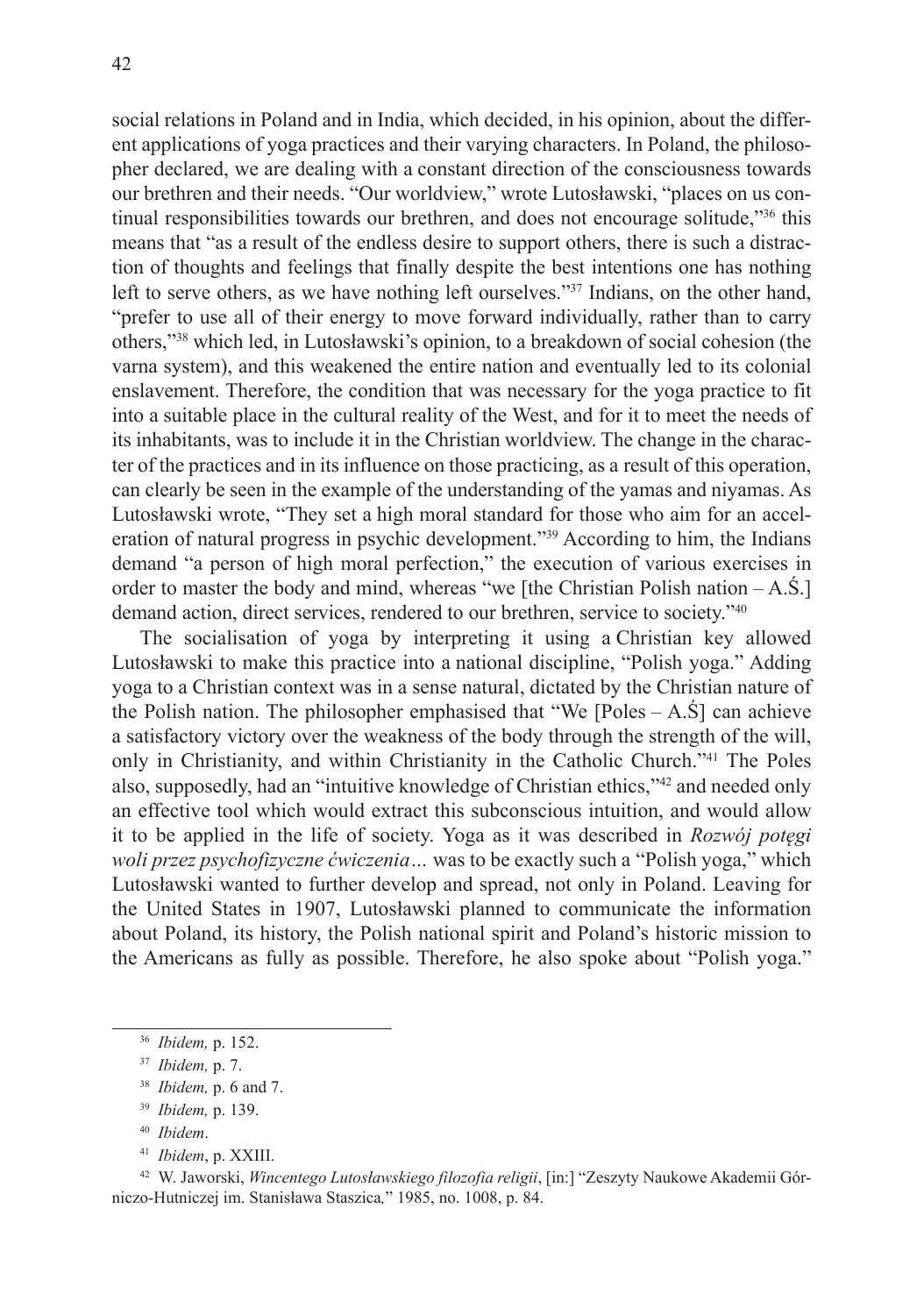social relations in Poland and in India, which decided, in his opinion, about the different applications of yoga practices and their varying characters. In Poland, the philosopher declared, we are dealing with a constant direction of the consciousness towards our brethren and their needs. "Our worldview," wrote Lutosławski, "places on us continual responsibilities towards our brethren, and does not encourage solitude,"[36] this means that "as a result of the endless desire to support others, there is such a distraction of thoughts and feelings that finally despite the best intentions one has nothing left to serve others, as we have nothing left ourselves."[37] Indians, on the other hand, "prefer to use all of their energy to move forward individually, rather than to carry others,"[38] which led, in Lutosławski's opinion, to a breakdown of social cohesion (the varna system), and this weakened the entire nation and eventually led to its colonial enslavement. Therefore, the condition that was necessary for the yoga practice to fit into a suitable place in the cultural reality of the West, and for it to meet the needs of its inhabitants, was to include it in the Christian worldview. The change in the character of the practices and in its influence on those practicing, as a result of this operation, can clearly be seen in the example of the understanding of the yamas and niyamas. As Lutosławski wrote, "They set a high moral standard for those who aim for an acceleration of natural progress in psychic development."[39] According to him, the Indians demand "a person of high moral perfection," the execution of various exercises in order to master the body and mind, whereas "we [the Christian Polish nation – A.Ś.] demand action, direct services, rendered to our brethren, service to society."[40]

The socialisation of yoga by interpreting it using a Christian key allowed Lutosławski to make this practice into a national discipline, "Polish yoga." Adding yoga to a Christian context was in a sense natural, dictated by the Christian nature of the Polish nation. The philosopher emphasised that "We [Poles – A.Ś] can achieve a satisfactory victory over the weakness of the body through the strength of the will, only in Christianity, and within Christianity in the Catholic Church."[41] The Poles also, supposedly, had an "intuitive knowledge of Christian ethics,"[42] and needed only an effective tool which would extract this subconscious intuition, and would allow it to be applied in the life of society. Yoga as it was described in *Rozwój potęgi woli przez psychofizyczne ćwiczenia…* was to be exactly such a "Polish yoga," which Lutosławski wanted to further develop and spread, not only in Poland. Leaving for the United States in 1907, Lutosławski planned to communicate the information about Poland, its history, the Polish national spirit and Poland's historic mission to the Americans as fully as possible. Therefore, he also spoke about "Polish yoga."

---

[36] *Ibidem,* p. 152.

[37] *Ibidem,* p. 7.

[38] *Ibidem,* p. 6 and 7.

[39] *Ibidem,* p. 139.

[40] *Ibidem*.

[41] *Ibidem*, p. XXIII.

[42] W. Jaworski, *Wincentego Lutosławskiego filozofia religii*, [in:] "Zeszyty Naukowe Akademii Górniczo-Hutniczej im. Stanisława Staszica," 1985, no. 1008, p. 84.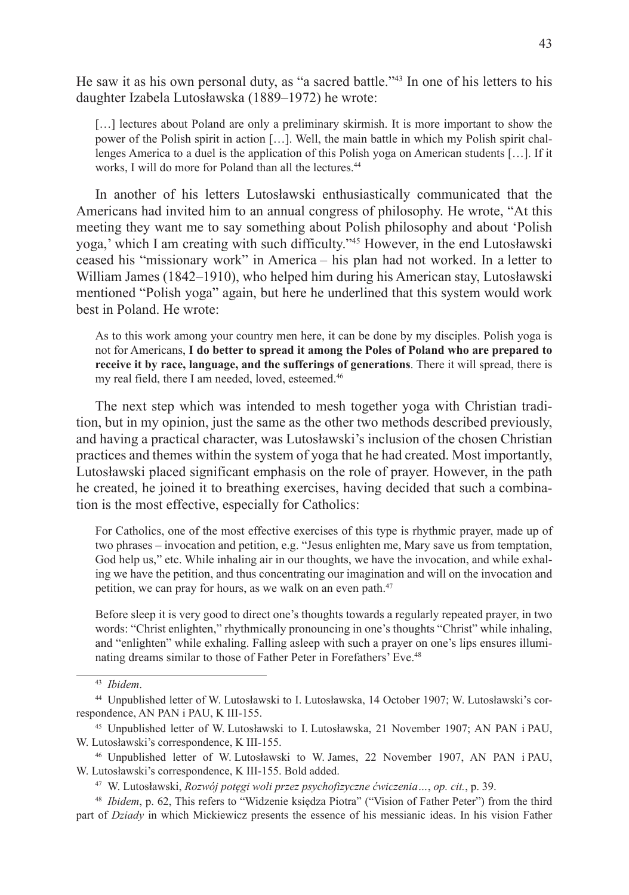He saw it as his own personal duty, as "a sacred battle."[43] In one of his letters to his daughter Izabela Lutosławska (1889–1972) he wrote:

> […] lectures about Poland are only a preliminary skirmish. It is more important to show the power of the Polish spirit in action […]. Well, the main battle in which my Polish spirit challenges America to a duel is the application of this Polish yoga on American students […]. If it works, I will do more for Poland than all the lectures.[44]

In another of his letters Lutosławski enthusiastically communicated that the Americans had invited him to an annual congress of philosophy. He wrote, "At this meeting they want me to say something about Polish philosophy and about 'Polish yoga,' which I am creating with such difficulty."[45] However, in the end Lutosławski ceased his "missionary work" in America – his plan had not worked. In a letter to William James (1842–1910), who helped him during his American stay, Lutosławski mentioned "Polish yoga" again, but here he underlined that this system would work best in Poland. He wrote:

> As to this work among your country men here, it can be done by my disciples. Polish yoga is not for Americans, **I do better to spread it among the Poles of Poland who are prepared to receive it by race, language, and the sufferings of generations**. There it will spread, there is my real field, there I am needed, loved, esteemed.[46]

The next step which was intended to mesh together yoga with Christian tradition, but in my opinion, just the same as the other two methods described previously, and having a practical character, was Lutosławski's inclusion of the chosen Christian practices and themes within the system of yoga that he had created. Most importantly, Lutosławski placed significant emphasis on the role of prayer. However, in the path he created, he joined it to breathing exercises, having decided that such a combination is the most effective, especially for Catholics:

> For Catholics, one of the most effective exercises of this type is rhythmic prayer, made up of two phrases – invocation and petition, e.g. "Jesus enlighten me, Mary save us from temptation, God help us," etc. While inhaling air in our thoughts, we have the invocation, and while exhaling we have the petition, and thus concentrating our imagination and will on the invocation and petition, we can pray for hours, as we walk on an even path.[47]
>
> Before sleep it is very good to direct one's thoughts towards a regularly repeated prayer, in two words: "Christ enlighten," rhythmically pronouncing in one's thoughts "Christ" while inhaling, and "enlighten" while exhaling. Falling asleep with such a prayer on one's lips ensures illuminating dreams similar to those of Father Peter in Forefathers' Eve.[48]

---

[43] *Ibidem*.

[44] Unpublished letter of W. Lutosławski to I. Lutosławska, 14 October 1907; W. Lutosławski's correspondence, AN PAN i PAU, K III-155.

[45] Unpublished letter of W. Lutosławski to I. Lutosławska, 21 November 1907; AN PAN i PAU, W. Lutosławski's correspondence, K III-155.

[46] Unpublished letter of W. Lutosławski to W. James, 22 November 1907, AN PAN i PAU, W. Lutosławski's correspondence, K III-155. Bold added.

[47] W. Lutosławski, *Rozwój potęgi woli przez psychofizyczne ćwiczenia…*, *op. cit.*, p. 39.

[48] *Ibidem*, p. 62, This refers to "Widzenie księdza Piotra" ("Vision of Father Peter") from the third part of *Dziady* in which Mickiewicz presents the essence of his messianic ideas. In his vision Father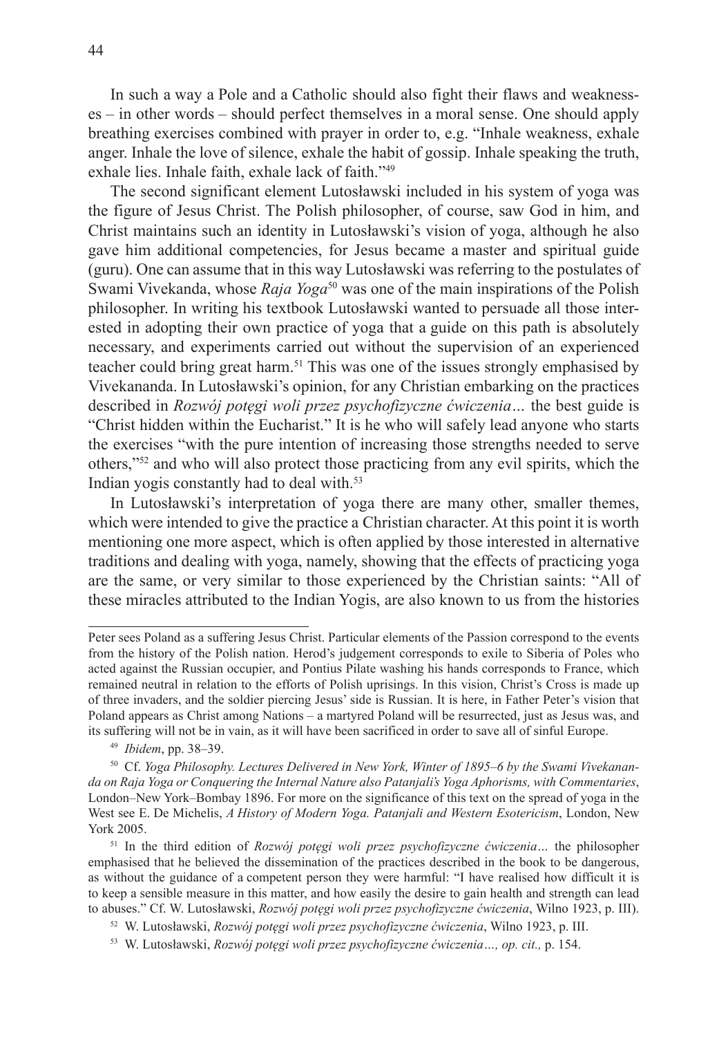In such a way a Pole and a Catholic should also fight their flaws and weaknesses – in other words – should perfect themselves in a moral sense. One should apply breathing exercises combined with prayer in order to, e.g. "Inhale weakness, exhale anger. Inhale the love of silence, exhale the habit of gossip. Inhale speaking the truth, exhale lies. Inhale faith, exhale lack of faith."[49]

The second significant element Lutosławski included in his system of yoga was the figure of Jesus Christ. The Polish philosopher, of course, saw God in him, and Christ maintains such an identity in Lutosławski's vision of yoga, although he also gave him additional competencies, for Jesus became a master and spiritual guide (guru). One can assume that in this way Lutosławski was referring to the postulates of Swami Vivekanda, whose *Raja Yoga*[50] was one of the main inspirations of the Polish philosopher. In writing his textbook Lutosławski wanted to persuade all those interested in adopting their own practice of yoga that a guide on this path is absolutely necessary, and experiments carried out without the supervision of an experienced teacher could bring great harm.[51] This was one of the issues strongly emphasised by Vivekananda. In Lutosławski's opinion, for any Christian embarking on the practices described in *Rozwój potęgi woli przez psychofizyczne ćwiczenia…* the best guide is "Christ hidden within the Eucharist." It is he who will safely lead anyone who starts the exercises "with the pure intention of increasing those strengths needed to serve others,"[52] and who will also protect those practicing from any evil spirits, which the Indian yogis constantly had to deal with.[53]

In Lutosławski's interpretation of yoga there are many other, smaller themes, which were intended to give the practice a Christian character. At this point it is worth mentioning one more aspect, which is often applied by those interested in alternative traditions and dealing with yoga, namely, showing that the effects of practicing yoga are the same, or very similar to those experienced by the Christian saints: "All of these miracles attributed to the Indian Yogis, are also known to us from the histories

---

Peter sees Poland as a suffering Jesus Christ. Particular elements of the Passion correspond to the events from the history of the Polish nation. Herod's judgement corresponds to exile to Siberia of Poles who acted against the Russian occupier, and Pontius Pilate washing his hands corresponds to France, which remained neutral in relation to the efforts of Polish uprisings. In this vision, Christ's Cross is made up of three invaders, and the soldier piercing Jesus' side is Russian. It is here, in Father Peter's vision that Poland appears as Christ among Nations – a martyred Poland will be resurrected, just as Jesus was, and its suffering will not be in vain, as it will have been sacrificed in order to save all of sinful Europe.

[49] *Ibidem*, pp. 38–39.

[50] Cf. *Yoga Philosophy. Lectures Delivered in New York, Winter of 1895–6 by the Swami Vivekananda on Raja Yoga or Conquering the Internal Nature also Patanjali's Yoga Aphorisms, with Commentaries*, London–New York–Bombay 1896. For more on the significance of this text on the spread of yoga in the West see E. De Michelis, *A History of Modern Yoga. Patanjali and Western Esotericism*, London, New York 2005.

[51] In the third edition of *Rozwój potęgi woli przez psychofizyczne ćwiczenia…* the philosopher emphasised that he believed the dissemination of the practices described in the book to be dangerous, as without the guidance of a competent person they were harmful: "I have realised how difficult it is to keep a sensible measure in this matter, and how easily the desire to gain health and strength can lead to abuses." Cf. W. Lutosławski, *Rozwój potęgi woli przez psychofizyczne ćwiczenia*, Wilno 1923, p. III).

[52] W. Lutosławski, *Rozwój potęgi woli przez psychofizyczne ćwiczenia*, Wilno 1923, p. III.

[53] W. Lutosławski, *Rozwój potęgi woli przez psychofizyczne ćwiczenia…, op. cit.,* p. 154.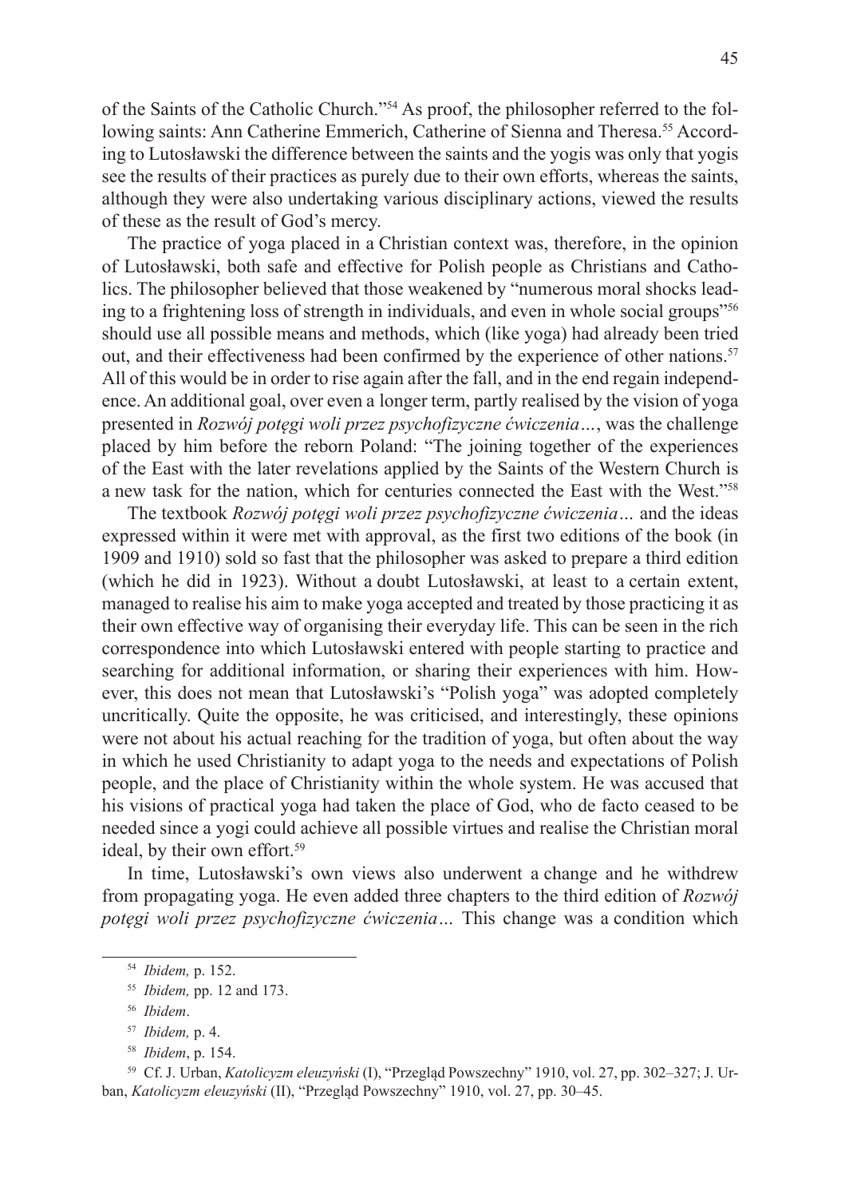of the Saints of the Catholic Church."[54] As proof, the philosopher referred to the following saints: Ann Catherine Emmerich, Catherine of Sienna and Theresa.[55] According to Lutosławski the difference between the saints and the yogis was only that yogis see the results of their practices as purely due to their own efforts, whereas the saints, although they were also undertaking various disciplinary actions, viewed the results of these as the result of God's mercy.

The practice of yoga placed in a Christian context was, therefore, in the opinion of Lutosławski, both safe and effective for Polish people as Christians and Catholics. The philosopher believed that those weakened by "numerous moral shocks leading to a frightening loss of strength in individuals, and even in whole social groups"[56] should use all possible means and methods, which (like yoga) had already been tried out, and their effectiveness had been confirmed by the experience of other nations.[57] All of this would be in order to rise again after the fall, and in the end regain independence. An additional goal, over even a longer term, partly realised by the vision of yoga presented in *Rozwój potęgi woli przez psychofizyczne ćwiczenia…*, was the challenge placed by him before the reborn Poland: "The joining together of the experiences of the East with the later revelations applied by the Saints of the Western Church is a new task for the nation, which for centuries connected the East with the West."[58]

The textbook *Rozwój potęgi woli przez psychofizyczne ćwiczenia…* and the ideas expressed within it were met with approval, as the first two editions of the book (in 1909 and 1910) sold so fast that the philosopher was asked to prepare a third edition (which he did in 1923). Without a doubt Lutosławski, at least to a certain extent, managed to realise his aim to make yoga accepted and treated by those practicing it as their own effective way of organising their everyday life. This can be seen in the rich correspondence into which Lutosławski entered with people starting to practice and searching for additional information, or sharing their experiences with him. However, this does not mean that Lutosławski's "Polish yoga" was adopted completely uncritically. Quite the opposite, he was criticised, and interestingly, these opinions were not about his actual reaching for the tradition of yoga, but often about the way in which he used Christianity to adapt yoga to the needs and expectations of Polish people, and the place of Christianity within the whole system. He was accused that his visions of practical yoga had taken the place of God, who de facto ceased to be needed since a yogi could achieve all possible virtues and realise the Christian moral ideal, by their own effort.[59]

In time, Lutosławski's own views also underwent a change and he withdrew from propagating yoga. He even added three chapters to the third edition of *Rozwój potęgi woli przez psychofizyczne ćwiczenia…* This change was a condition which

---

[54] *Ibidem,* p. 152.

[55] *Ibidem,* pp. 12 and 173.

[56] *Ibidem*.

[57] *Ibidem,* p. 4.

[58] *Ibidem*, p. 154.

[59] Cf. J. Urban, *Katolicyzm eleuzyński* (I), "Przegląd Powszechny" 1910, vol. 27, pp. 302–327; J. Urban, *Katolicyzm eleuzyński* (II), "Przegląd Powszechny" 1910, vol. 27, pp. 30–45.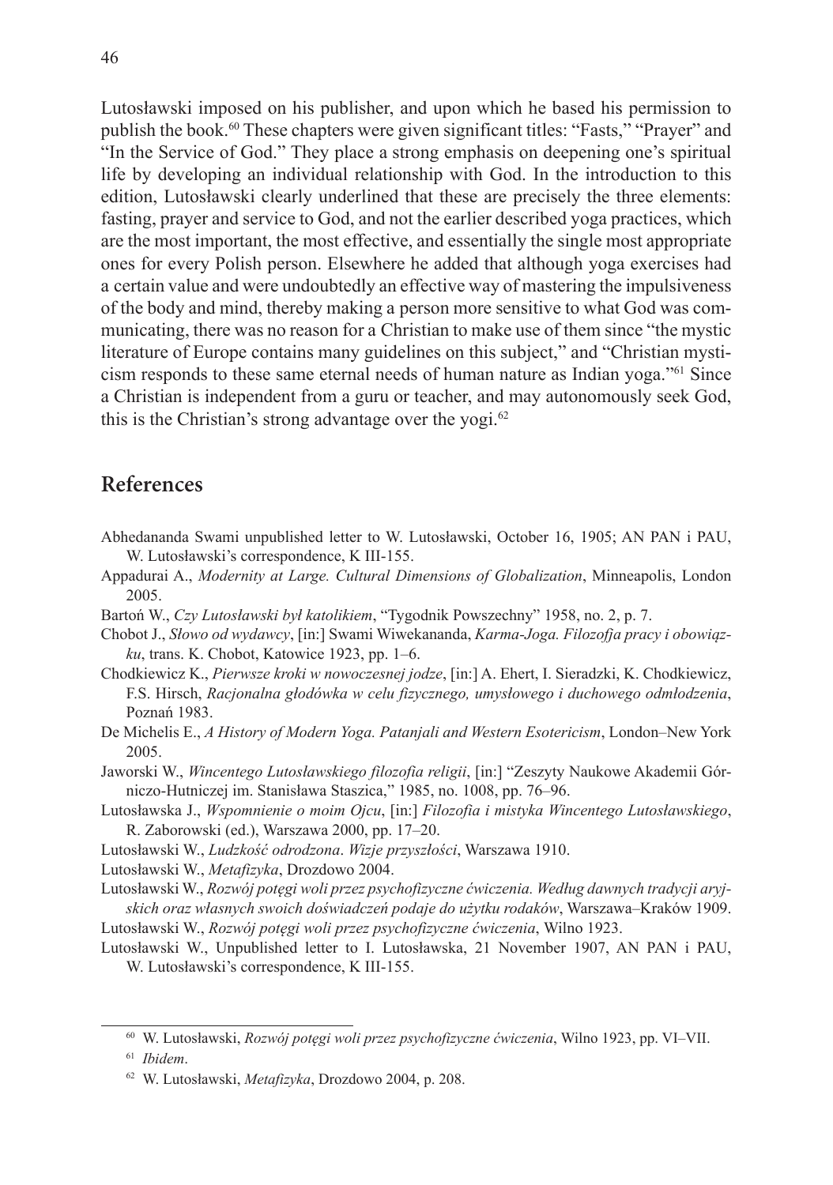Lutosławski imposed on his publisher, and upon which he based his permission to publish the book.[60] These chapters were given significant titles: "Fasts," "Prayer" and "In the Service of God." They place a strong emphasis on deepening one's spiritual life by developing an individual relationship with God. In the introduction to this edition, Lutosławski clearly underlined that these are precisely the three elements: fasting, prayer and service to God, and not the earlier described yoga practices, which are the most important, the most effective, and essentially the single most appropriate ones for every Polish person. Elsewhere he added that although yoga exercises had a certain value and were undoubtedly an effective way of mastering the impulsiveness of the body and mind, thereby making a person more sensitive to what God was communicating, there was no reason for a Christian to make use of them since "the mystic literature of Europe contains many guidelines on this subject," and "Christian mysticism responds to these same eternal needs of human nature as Indian yoga."[61] Since a Christian is independent from a guru or teacher, and may autonomously seek God, this is the Christian's strong advantage over the yogi.[62]

## References

Abhedananda Swami unpublished letter to W. Lutosławski, October 16, 1905; AN PAN i PAU, W. Lutosławski's correspondence, K III-155.

Appadurai A., *Modernity at Large. Cultural Dimensions of Globalization*, Minneapolis, London 2005.

Bartoń W., *Czy Lutosławski był katolikiem*, "Tygodnik Powszechny" 1958, no. 2, p. 7.

Chobot J., *Słowo od wydawcy*, [in:] Swami Wiwekananda, *Karma-Joga. Filozofja pracy i obowiązku*, trans. K. Chobot, Katowice 1923, pp. 1–6.

Chodkiewicz K., *Pierwsze kroki w nowoczesnej jodze*, [in:] A. Ehert, I. Sieradzki, K. Chodkiewicz, F.S. Hirsch, *Racjonalna głodówka w celu fizycznego, umysłowego i duchowego odmłodzenia*, Poznań 1983.

De Michelis E., *A History of Modern Yoga. Patanjali and Western Esotericism*, London–New York 2005.

Jaworski W., *Wincentego Lutosławskiego filozofia religii*, [in:] "Zeszyty Naukowe Akademii Górniczo-Hutniczej im. Stanisława Staszica," 1985, no. 1008, pp. 76–96.

Lutosławska J., *Wspomnienie o moim Ojcu*, [in:] *Filozofia i mistyka Wincentego Lutosławskiego*, R. Zaborowski (ed.), Warszawa 2000, pp. 17–20.

Lutosławski W., *Ludzkość odrodzona*. *Wizje przyszłości*, Warszawa 1910.

Lutosławski W., *Metafizyka*, Drozdowo 2004.

Lutosławski W., *Rozwój potęgi woli przez psychofizyczne ćwiczenia. Według dawnych tradycji aryjskich oraz własnych swoich doświadczeń podaje do użytku rodaków*, Warszawa–Kraków 1909.

Lutosławski W., *Rozwój potęgi woli przez psychofizyczne ćwiczenia*, Wilno 1923.

Lutosławski W., Unpublished letter to I. Lutosławska, 21 November 1907, AN PAN i PAU, W. Lutosławski's correspondence, K III-155.

---

[60] W. Lutosławski, *Rozwój potęgi woli przez psychofizyczne ćwiczenia*, Wilno 1923, pp. VI–VII.

[61] *Ibidem*.

[62] W. Lutosławski, *Metafizyka*, Drozdowo 2004, p. 208.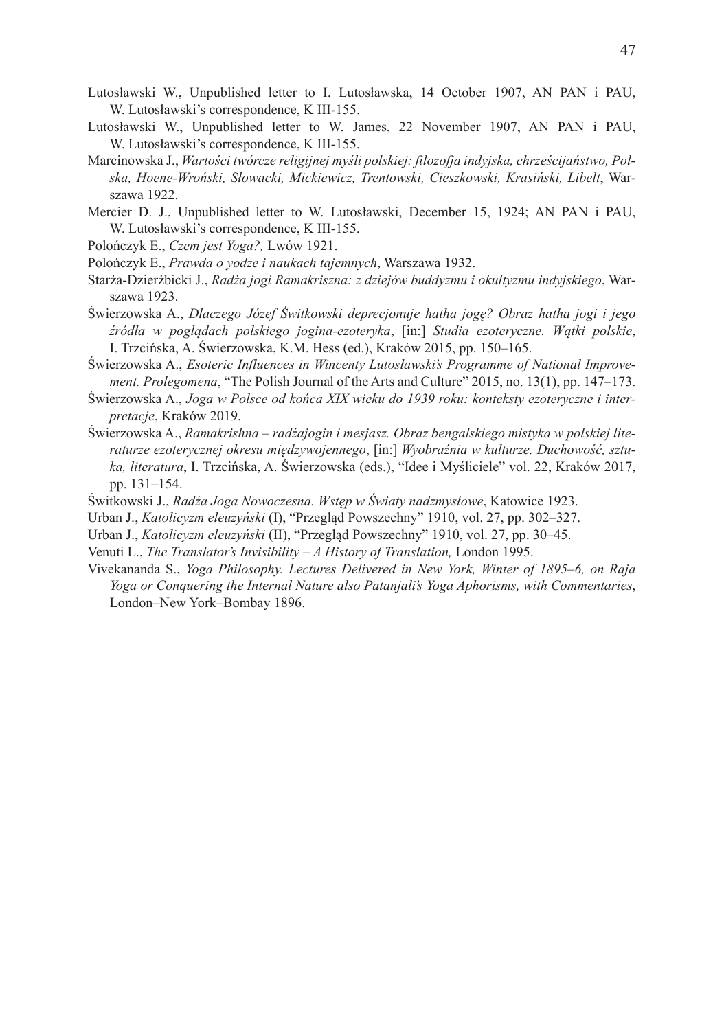Lutosławski W., Unpublished letter to I. Lutosławska, 14 October 1907, AN PAN i PAU, W. Lutosławski's correspondence, K III-155.

Lutosławski W., Unpublished letter to W. James, 22 November 1907, AN PAN i PAU, W. Lutosławski's correspondence, K III-155.

Marcinowska J., *Wartości twórcze religijnej myśli polskiej: filozofja indyjska, chrześcijaństwo, Polska, Hoene-Wroński, Słowacki, Mickiewicz, Trentowski, Cieszkowski, Krasiński, Libelt*, Warszawa 1922.

Mercier D. J., Unpublished letter to W. Lutosławski, December 15, 1924; AN PAN i PAU, W. Lutosławski's correspondence, K III-155.

Polończyk E., *Czem jest Yoga?,* Lwów 1921.

Polończyk E., *Prawda o yodze i naukach tajemnych*, Warszawa 1932.

Starża-Dzierżbicki J., *Radża jogi Ramakriszna: z dziejów buddyzmu i okultyzmu indyjskiego*, Warszawa 1923.

Świerzowska A., *Dlaczego Józef Świtkowski deprecjonuje hatha jogę? Obraz hatha jogi i jego źródła w poglądach polskiego jogina-ezoteryka*, [in:] *Studia ezoteryczne. Wątki polskie*, I. Trzcińska, A. Świerzowska, K.M. Hess (ed.), Kraków 2015, pp. 150–165.

Świerzowska A., *Esoteric Influences in Wincenty Lutosławski's Programme of National Improvement. Prolegomena*, "The Polish Journal of the Arts and Culture" 2015, no. 13(1), pp. 147–173.

Świerzowska A., *Joga w Polsce od końca XIX wieku do 1939 roku: konteksty ezoteryczne i interpretacje*, Kraków 2019.

Świerzowska A., *Ramakrishna – radźajogin i mesjasz. Obraz bengalskiego mistyka w polskiej literaturze ezoterycznej okresu międzywojennego*, [in:] *Wyobraźnia w kulturze. Duchowość, sztuka, literatura*, I. Trzcińska, A. Świerzowska (eds.), "Idee i Myśliciele" vol. 22, Kraków 2017, pp. 131–154.

Świtkowski J., *Radźa Joga Nowoczesna. Wstęp w Światy nadzmysłowe*, Katowice 1923.

Urban J., *Katolicyzm eleuzyński* (I), "Przegląd Powszechny" 1910, vol. 27, pp. 302–327.

Urban J., *Katolicyzm eleuzyński* (II), "Przegląd Powszechny" 1910, vol. 27, pp. 30–45.

Venuti L., *The Translator's Invisibility – A History of Translation,* London 1995.

Vivekananda S., *Yoga Philosophy. Lectures Delivered in New York, Winter of 1895–6, on Raja Yoga or Conquering the Internal Nature also Patanjali's Yoga Aphorisms, with Commentaries*, London–New York–Bombay 1896.